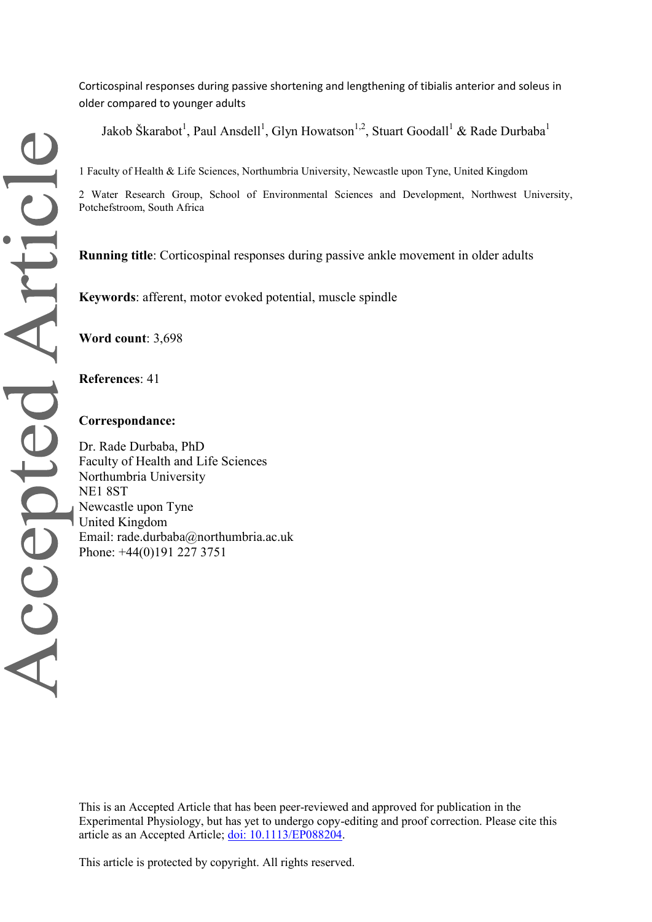# Corticospinal responses during passive shortening and lengthening of tibialis anterior and soleus in older compared to younger adults

Jakob Škarabot[1], Paul Ansdell[1], Glyn Howatson[1,2], Stuart Goodall[1] & Rade Durbaba[1]

1 Faculty of Health & Life Sciences, Northumbria University, Newcastle upon Tyne, United Kingdom

2 Water Research Group, School of Environmental Sciences and Development, Northwest University, Potchefstroom, South Africa

**Running title**: Corticospinal responses during passive ankle movement in older adults

**Keywords**: afferent, motor evoked potential, muscle spindle

**Word count**: 3,698

**References**: 41

**Correspondance:**

Dr. Rade Durbaba, PhD
Faculty of Health and Life Sciences
Northumbria University
NE1 8ST
Newcastle upon Tyne
United Kingdom
Email: rade.durbaba@northumbria.ac.uk
Phone: +44(0)191 227 3751

This is an Accepted Article that has been peer-reviewed and approved for publication in the Experimental Physiology, but has yet to undergo copy-editing and proof correction. Please cite this article as an Accepted Article; doi: 10.1113/EP088204.

This article is protected by copyright. All rights reserved.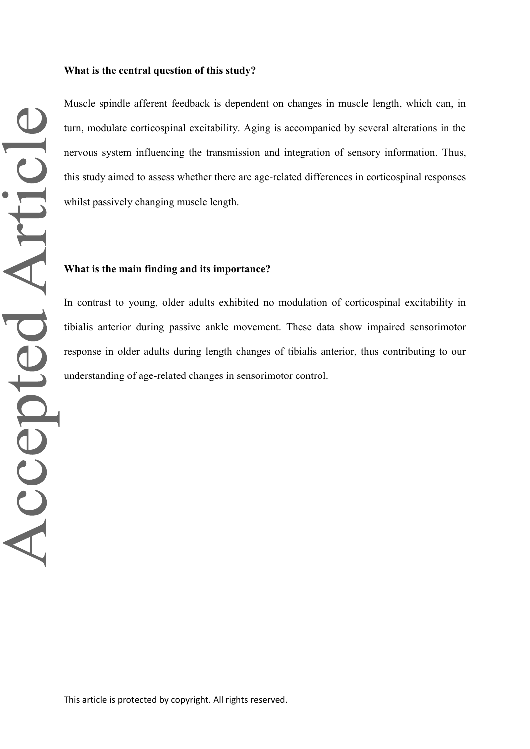**What is the central question of this study?**

Muscle spindle afferent feedback is dependent on changes in muscle length, which can, in turn, modulate corticospinal excitability. Aging is accompanied by several alterations in the nervous system influencing the transmission and integration of sensory information. Thus, this study aimed to assess whether there are age-related differences in corticospinal responses whilst passively changing muscle length.

**What is the main finding and its importance?**

In contrast to young, older adults exhibited no modulation of corticospinal excitability in tibialis anterior during passive ankle movement. These data show impaired sensorimotor response in older adults during length changes of tibialis anterior, thus contributing to our understanding of age-related changes in sensorimotor control.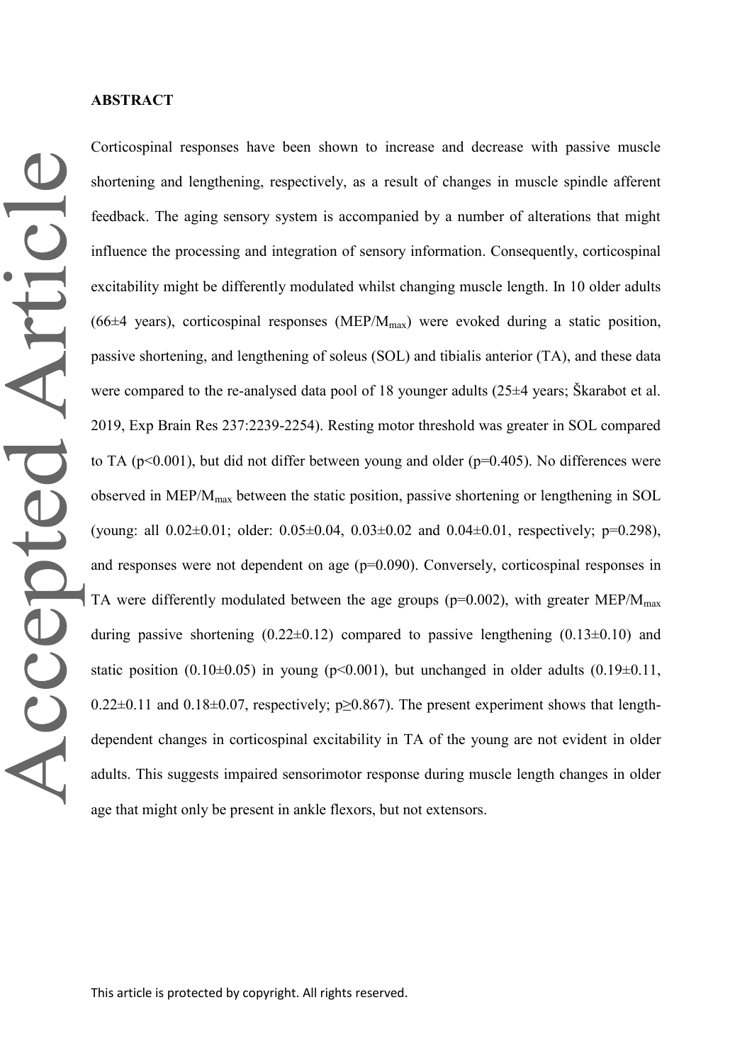## ABSTRACT

Corticospinal responses have been shown to increase and decrease with passive muscle shortening and lengthening, respectively, as a result of changes in muscle spindle afferent feedback. The aging sensory system is accompanied by a number of alterations that might influence the processing and integration of sensory information. Consequently, corticospinal excitability might be differently modulated whilst changing muscle length. In 10 older adults (66±4 years), corticospinal responses ($MEP/M_{max}$) were evoked during a static position, passive shortening, and lengthening of soleus (SOL) and tibialis anterior (TA), and these data were compared to the re-analysed data pool of 18 younger adults (25±4 years; Škarabot et al. 2019, Exp Brain Res 237:2239-2254). Resting motor threshold was greater in SOL compared to TA ($p<0.001$), but did not differ between young and older ($p=0.405$). No differences were observed in $MEP/M_{max}$ between the static position, passive shortening or lengthening in SOL (young: all 0.02±0.01; older: 0.05±0.04, 0.03±0.02 and 0.04±0.01, respectively; $p=0.298$), and responses were not dependent on age ($p=0.090$). Conversely, corticospinal responses in TA were differently modulated between the age groups ($p=0.002$), with greater $MEP/M_{max}$ during passive shortening (0.22±0.12) compared to passive lengthening (0.13±0.10) and static position (0.10±0.05) in young ($p<0.001$), but unchanged in older adults (0.19±0.11, 0.22±0.11 and 0.18±0.07, respectively; $p\geq0.867$). The present experiment shows that length-dependent changes in corticospinal excitability in TA of the young are not evident in older adults. This suggests impaired sensorimotor response during muscle length changes in older age that might only be present in ankle flexors, but not extensors.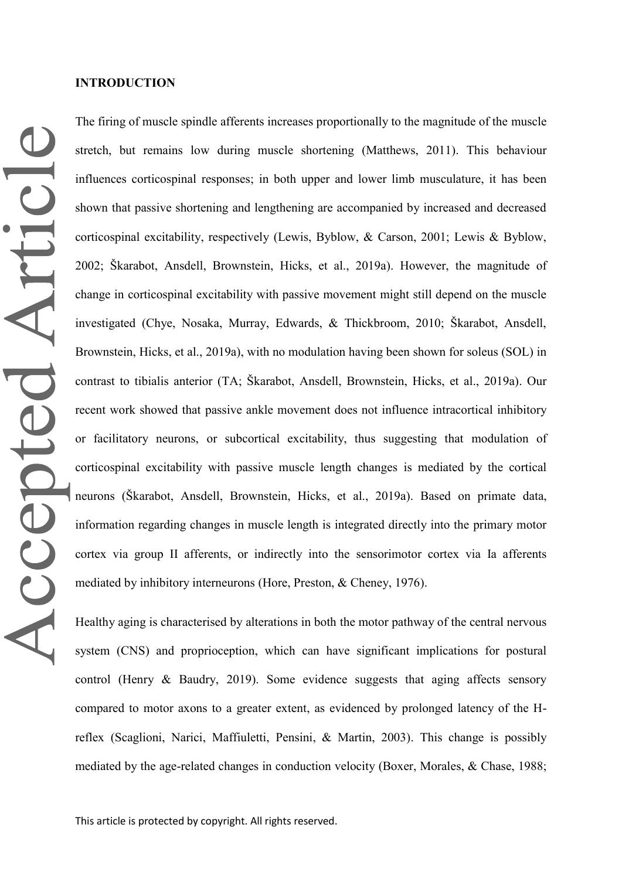## INTRODUCTION

The firing of muscle spindle afferents increases proportionally to the magnitude of the muscle stretch, but remains low during muscle shortening (Matthews, 2011). This behaviour influences corticospinal responses; in both upper and lower limb musculature, it has been shown that passive shortening and lengthening are accompanied by increased and decreased corticospinal excitability, respectively (Lewis, Byblow, & Carson, 2001; Lewis & Byblow, 2002; Škarabot, Ansdell, Brownstein, Hicks, et al., 2019a). However, the magnitude of change in corticospinal excitability with passive movement might still depend on the muscle investigated (Chye, Nosaka, Murray, Edwards, & Thickbroom, 2010; Škarabot, Ansdell, Brownstein, Hicks, et al., 2019a), with no modulation having been shown for soleus (SOL) in contrast to tibialis anterior (TA; Škarabot, Ansdell, Brownstein, Hicks, et al., 2019a). Our recent work showed that passive ankle movement does not influence intracortical inhibitory or facilitatory neurons, or subcortical excitability, thus suggesting that modulation of corticospinal excitability with passive muscle length changes is mediated by the cortical neurons (Škarabot, Ansdell, Brownstein, Hicks, et al., 2019a). Based on primate data, information regarding changes in muscle length is integrated directly into the primary motor cortex via group II afferents, or indirectly into the sensorimotor cortex via Ia afferents mediated by inhibitory interneurons (Hore, Preston, & Cheney, 1976).

Healthy aging is characterised by alterations in both the motor pathway of the central nervous system (CNS) and proprioception, which can have significant implications for postural control (Henry & Baudry, 2019). Some evidence suggests that aging affects sensory compared to motor axons to a greater extent, as evidenced by prolonged latency of the H-reflex (Scaglioni, Narici, Maffiuletti, Pensini, & Martin, 2003). This change is possibly mediated by the age-related changes in conduction velocity (Boxer, Morales, & Chase, 1988;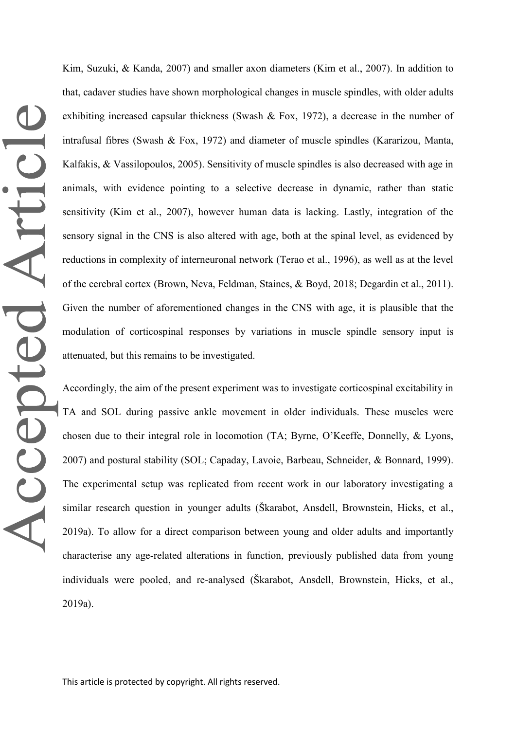Kim, Suzuki, & Kanda, 2007) and smaller axon diameters (Kim et al., 2007). In addition to that, cadaver studies have shown morphological changes in muscle spindles, with older adults exhibiting increased capsular thickness (Swash & Fox, 1972), a decrease in the number of intrafusal fibres (Swash & Fox, 1972) and diameter of muscle spindles (Kararizou, Manta, Kalfakis, & Vassilopoulos, 2005). Sensitivity of muscle spindles is also decreased with age in animals, with evidence pointing to a selective decrease in dynamic, rather than static sensitivity (Kim et al., 2007), however human data is lacking. Lastly, integration of the sensory signal in the CNS is also altered with age, both at the spinal level, as evidenced by reductions in complexity of interneuronal network (Terao et al., 1996), as well as at the level of the cerebral cortex (Brown, Neva, Feldman, Staines, & Boyd, 2018; Degardin et al., 2011). Given the number of aforementioned changes in the CNS with age, it is plausible that the modulation of corticospinal responses by variations in muscle spindle sensory input is attenuated, but this remains to be investigated.

Accordingly, the aim of the present experiment was to investigate corticospinal excitability in TA and SOL during passive ankle movement in older individuals. These muscles were chosen due to their integral role in locomotion (TA; Byrne, O'Keeffe, Donnelly, & Lyons, 2007) and postural stability (SOL; Capaday, Lavoie, Barbeau, Schneider, & Bonnard, 1999). The experimental setup was replicated from recent work in our laboratory investigating a similar research question in younger adults (Škarabot, Ansdell, Brownstein, Hicks, et al., 2019a). To allow for a direct comparison between young and older adults and importantly characterise any age-related alterations in function, previously published data from young individuals were pooled, and re-analysed (Škarabot, Ansdell, Brownstein, Hicks, et al., 2019a).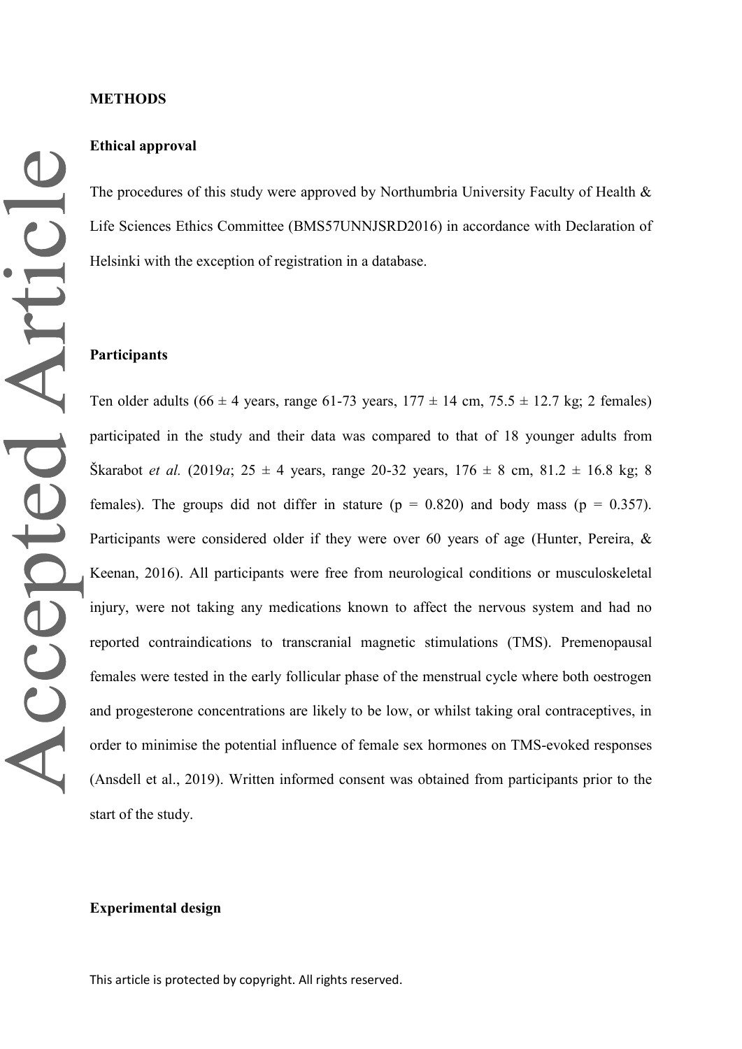## METHODS

### Ethical approval

The procedures of this study were approved by Northumbria University Faculty of Health & Life Sciences Ethics Committee (BMS57UNNJSRD2016) in accordance with Declaration of Helsinki with the exception of registration in a database.

### Participants

Ten older adults (66 ± 4 years, range 61-73 years, 177 ± 14 cm, 75.5 ± 12.7 kg; 2 females) participated in the study and their data was compared to that of 18 younger adults from Škarabot *et al.* (2019*a*; 25 ± 4 years, range 20-32 years, 176 ± 8 cm, 81.2 ± 16.8 kg; 8 females). The groups did not differ in stature ($p = 0.820$) and body mass ($p = 0.357$). Participants were considered older if they were over 60 years of age (Hunter, Pereira, & Keenan, 2016). All participants were free from neurological conditions or musculoskeletal injury, were not taking any medications known to affect the nervous system and had no reported contraindications to transcranial magnetic stimulations (TMS). Premenopausal females were tested in the early follicular phase of the menstrual cycle where both oestrogen and progesterone concentrations are likely to be low, or whilst taking oral contraceptives, in order to minimise the potential influence of female sex hormones on TMS-evoked responses (Ansdell et al., 2019). Written informed consent was obtained from participants prior to the start of the study.

### Experimental design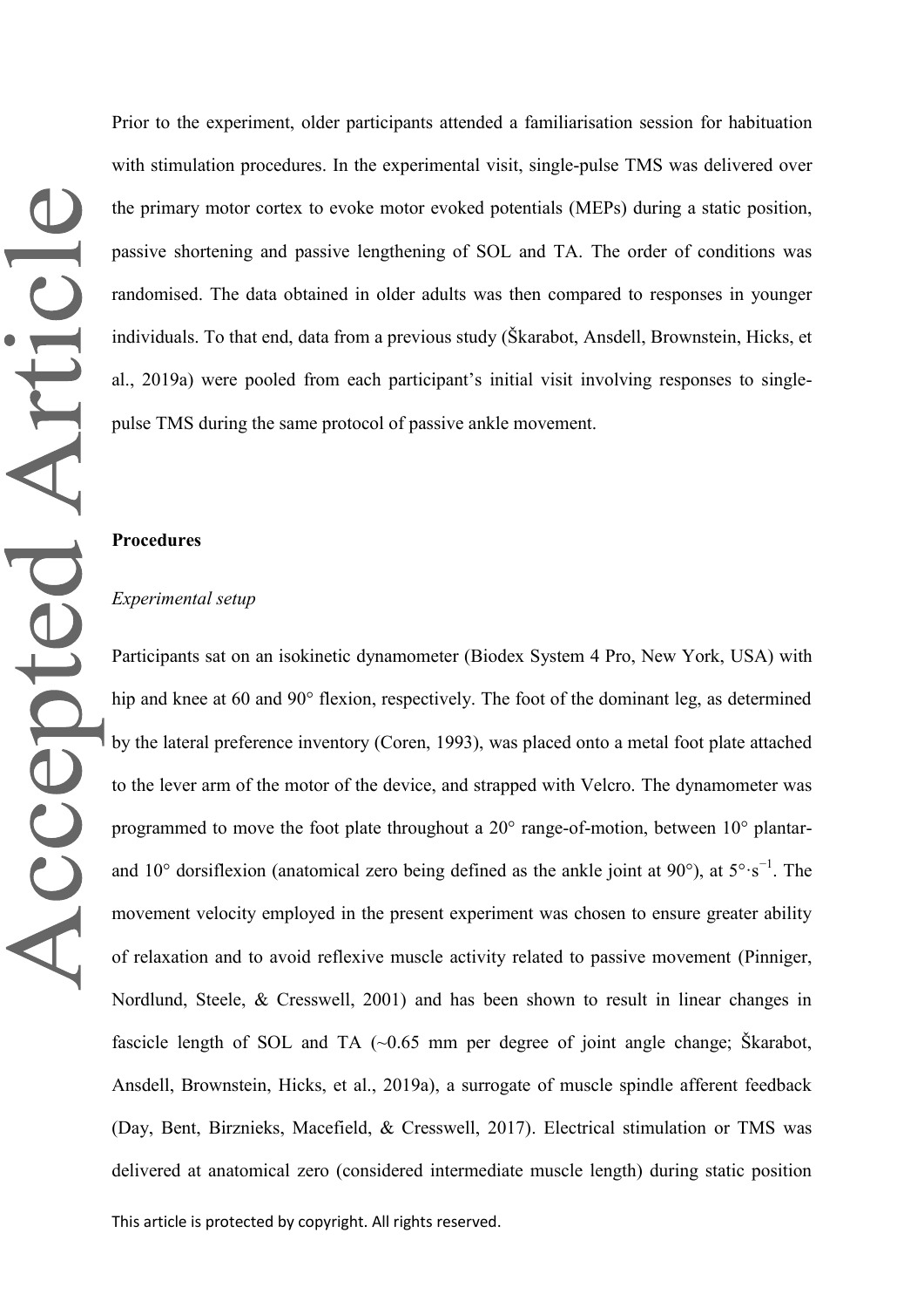Prior to the experiment, older participants attended a familiarisation session for habituation with stimulation procedures. In the experimental visit, single-pulse TMS was delivered over the primary motor cortex to evoke motor evoked potentials (MEPs) during a static position, passive shortening and passive lengthening of SOL and TA. The order of conditions was randomised. The data obtained in older adults was then compared to responses in younger individuals. To that end, data from a previous study (Škarabot, Ansdell, Brownstein, Hicks, et al., 2019a) were pooled from each participant's initial visit involving responses to single-pulse TMS during the same protocol of passive ankle movement.

## Procedures

### *Experimental setup*

Participants sat on an isokinetic dynamometer (Biodex System 4 Pro, New York, USA) with hip and knee at 60 and 90° flexion, respectively. The foot of the dominant leg, as determined by the lateral preference inventory (Coren, 1993), was placed onto a metal foot plate attached to the lever arm of the motor of the device, and strapped with Velcro. The dynamometer was programmed to move the foot plate throughout a 20° range-of-motion, between 10° plantar- and 10° dorsiflexion (anatomical zero being defined as the ankle joint at 90°), at $5°\cdot s^{-1}$. The movement velocity employed in the present experiment was chosen to ensure greater ability of relaxation and to avoid reflexive muscle activity related to passive movement (Pinniger, Nordlund, Steele, & Cresswell, 2001) and has been shown to result in linear changes in fascicle length of SOL and TA (~0.65 mm per degree of joint angle change; Škarabot, Ansdell, Brownstein, Hicks, et al., 2019a), a surrogate of muscle spindle afferent feedback (Day, Bent, Birznieks, Macefield, & Cresswell, 2017). Electrical stimulation or TMS was delivered at anatomical zero (considered intermediate muscle length) during static position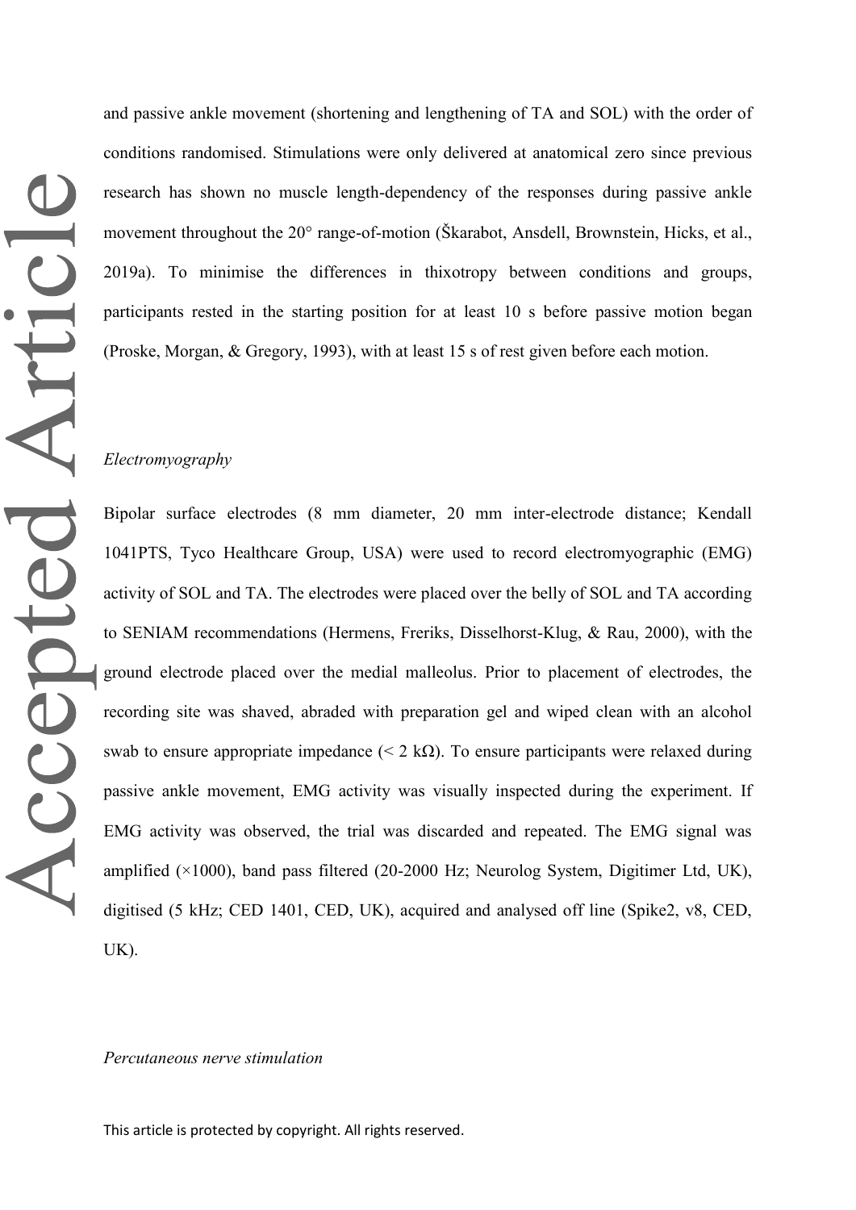and passive ankle movement (shortening and lengthening of TA and SOL) with the order of conditions randomised. Stimulations were only delivered at anatomical zero since previous research has shown no muscle length-dependency of the responses during passive ankle movement throughout the 20° range-of-motion (Škarabot, Ansdell, Brownstein, Hicks, et al., 2019a). To minimise the differences in thixotropy between conditions and groups, participants rested in the starting position for at least 10 s before passive motion began (Proske, Morgan, & Gregory, 1993), with at least 15 s of rest given before each motion.

*Electromyography*

Bipolar surface electrodes (8 mm diameter, 20 mm inter-electrode distance; Kendall 1041PTS, Tyco Healthcare Group, USA) were used to record electromyographic (EMG) activity of SOL and TA. The electrodes were placed over the belly of SOL and TA according to SENIAM recommendations (Hermens, Freriks, Disselhorst-Klug, & Rau, 2000), with the ground electrode placed over the medial malleolus. Prior to placement of electrodes, the recording site was shaved, abraded with preparation gel and wiped clean with an alcohol swab to ensure appropriate impedance (< 2 kΩ). To ensure participants were relaxed during passive ankle movement, EMG activity was visually inspected during the experiment. If EMG activity was observed, the trial was discarded and repeated. The EMG signal was amplified (×1000), band pass filtered (20-2000 Hz; Neurolog System, Digitimer Ltd, UK), digitised (5 kHz; CED 1401, CED, UK), acquired and analysed off line (Spike2, v8, CED, UK).

*Percutaneous nerve stimulation*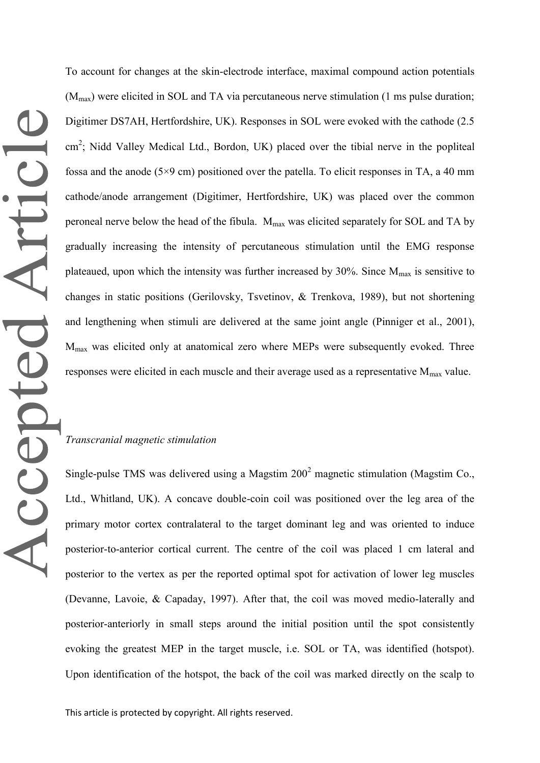To account for changes at the skin-electrode interface, maximal compound action potentials ($M_{max}$) were elicited in SOL and TA via percutaneous nerve stimulation (1 ms pulse duration; Digitimer DS7AH, Hertfordshire, UK). Responses in SOL were evoked with the cathode (2.5 $cm^2$; Nidd Valley Medical Ltd., Bordon, UK) placed over the tibial nerve in the popliteal fossa and the anode (5×9 cm) positioned over the patella. To elicit responses in TA, a 40 mm cathode/anode arrangement (Digitimer, Hertfordshire, UK) was placed over the common peroneal nerve below the head of the fibula. $M_{max}$ was elicited separately for SOL and TA by gradually increasing the intensity of percutaneous stimulation until the EMG response plateaued, upon which the intensity was further increased by 30%. Since $M_{max}$ is sensitive to changes in static positions (Gerilovsky, Tsvetinov, & Trenkova, 1989), but not shortening and lengthening when stimuli are delivered at the same joint angle (Pinniger et al., 2001), $M_{max}$ was elicited only at anatomical zero where MEPs were subsequently evoked. Three responses were elicited in each muscle and their average used as a representative $M_{max}$ value.

*Transcranial magnetic stimulation*

Single-pulse TMS was delivered using a Magstim $200^2$ magnetic stimulation (Magstim Co., Ltd., Whitland, UK). A concave double-coin coil was positioned over the leg area of the primary motor cortex contralateral to the target dominant leg and was oriented to induce posterior-to-anterior cortical current. The centre of the coil was placed 1 cm lateral and posterior to the vertex as per the reported optimal spot for activation of lower leg muscles (Devanne, Lavoie, & Capaday, 1997). After that, the coil was moved medio-laterally and posterior-anteriorly in small steps around the initial position until the spot consistently evoking the greatest MEP in the target muscle, i.e. SOL or TA, was identified (hotspot). Upon identification of the hotspot, the back of the coil was marked directly on the scalp to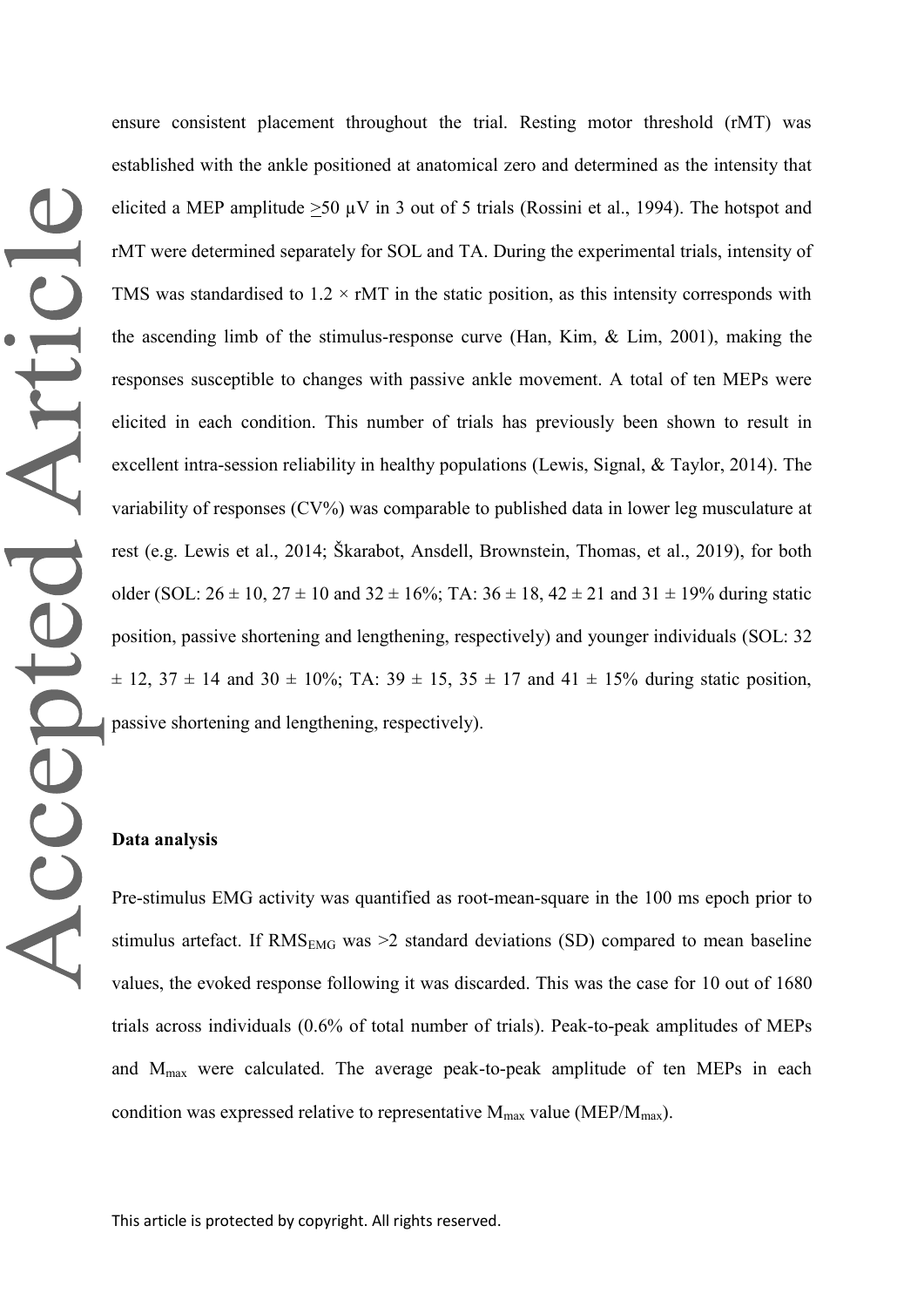ensure consistent placement throughout the trial. Resting motor threshold (rMT) was established with the ankle positioned at anatomical zero and determined as the intensity that elicited a MEP amplitude $\geq$50 μV in 3 out of 5 trials (Rossini et al., 1994). The hotspot and rMT were determined separately for SOL and TA. During the experimental trials, intensity of TMS was standardised to 1.2 × rMT in the static position, as this intensity corresponds with the ascending limb of the stimulus-response curve (Han, Kim, & Lim, 2001), making the responses susceptible to changes with passive ankle movement. A total of ten MEPs were elicited in each condition. This number of trials has previously been shown to result in excellent intra-session reliability in healthy populations (Lewis, Signal, & Taylor, 2014). The variability of responses (CV%) was comparable to published data in lower leg musculature at rest (e.g. Lewis et al., 2014; Škarabot, Ansdell, Brownstein, Thomas, et al., 2019), for both older (SOL: 26 ± 10, 27 ± 10 and 32 ± 16%; TA: 36 ± 18, 42 ± 21 and 31 ± 19% during static position, passive shortening and lengthening, respectively) and younger individuals (SOL: 32 ± 12, 37 ± 14 and 30 ± 10%; TA: 39 ± 15, 35 ± 17 and 41 ± 15% during static position, passive shortening and lengthening, respectively).

## Data analysis

Pre-stimulus EMG activity was quantified as root-mean-square in the 100 ms epoch prior to stimulus artefact. If $RMS_{EMG}$ was >2 standard deviations (SD) compared to mean baseline values, the evoked response following it was discarded. This was the case for 10 out of 1680 trials across individuals (0.6% of total number of trials). Peak-to-peak amplitudes of MEPs and $M_{max}$ were calculated. The average peak-to-peak amplitude of ten MEPs in each condition was expressed relative to representative $M_{max}$ value (MEP/$M_{max}$).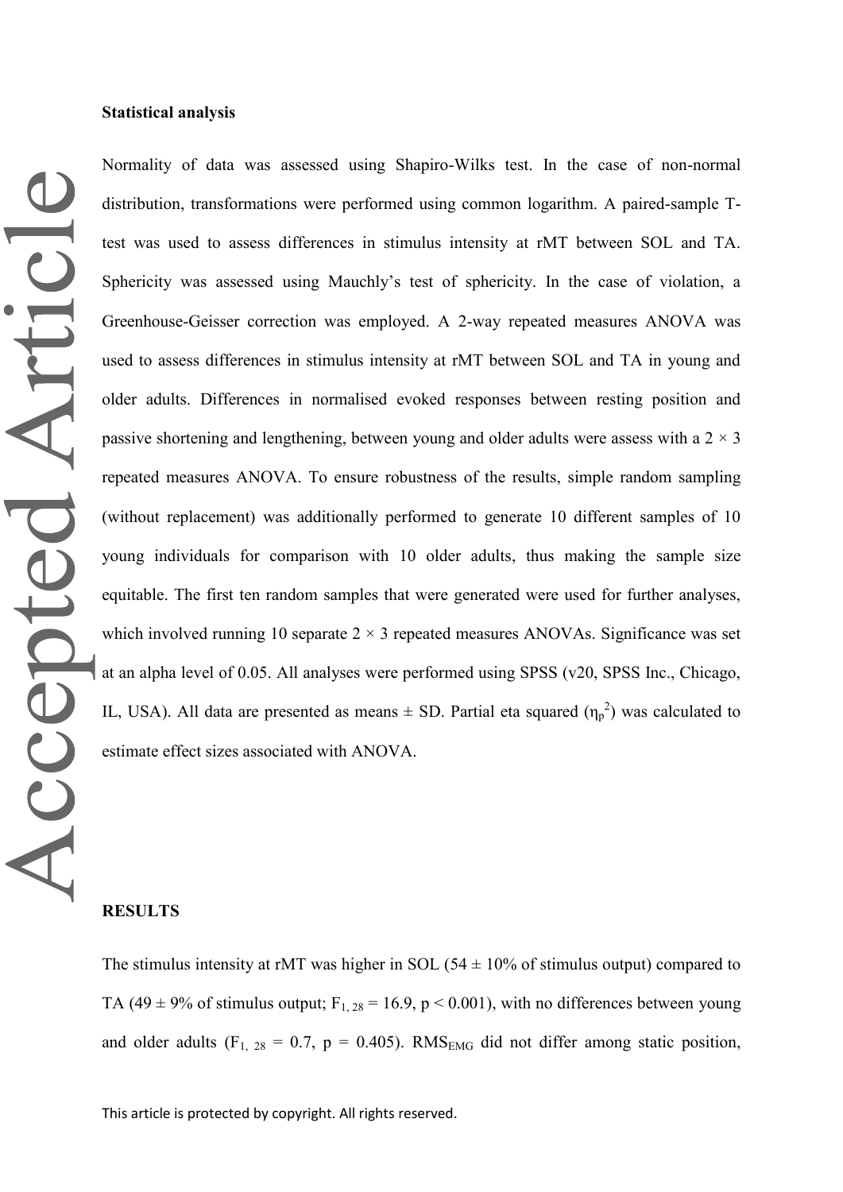**Statistical analysis**

Normality of data was assessed using Shapiro-Wilks test. In the case of non-normal distribution, transformations were performed using common logarithm. A paired-sample T-test was used to assess differences in stimulus intensity at rMT between SOL and TA. Sphericity was assessed using Mauchly's test of sphericity. In the case of violation, a Greenhouse-Geisser correction was employed. A 2-way repeated measures ANOVA was used to assess differences in stimulus intensity at rMT between SOL and TA in young and older adults. Differences in normalised evoked responses between resting position and passive shortening and lengthening, between young and older adults were assess with a 2 × 3 repeated measures ANOVA. To ensure robustness of the results, simple random sampling (without replacement) was additionally performed to generate 10 different samples of 10 young individuals for comparison with 10 older adults, thus making the sample size equitable. The first ten random samples that were generated were used for further analyses, which involved running 10 separate 2 × 3 repeated measures ANOVAs. Significance was set at an alpha level of 0.05. All analyses were performed using SPSS (v20, SPSS Inc., Chicago, IL, USA). All data are presented as means ± SD. Partial eta squared ($\eta_p^2$) was calculated to estimate effect sizes associated with ANOVA.

**RESULTS**

The stimulus intensity at rMT was higher in SOL (54 ± 10% of stimulus output) compared to TA (49 ± 9% of stimulus output; $F_{1, 28} = 16.9$, $p < 0.001$), with no differences between young and older adults ($F_{1, 28} = 0.7$, $p = 0.405$). $RMS_{EMG}$ did not differ among static position,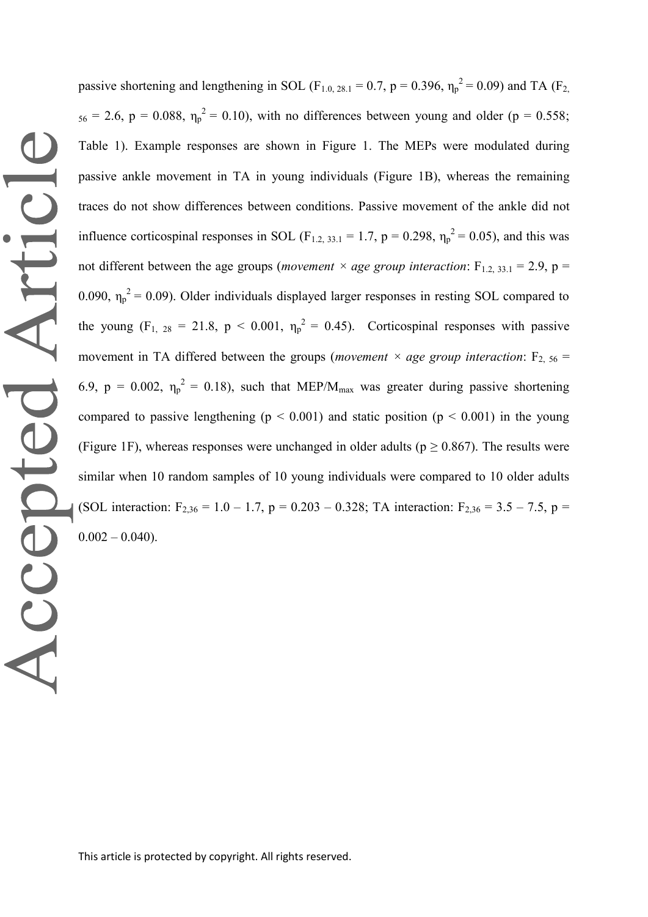passive shortening and lengthening in SOL ($F_{1.0, 28.1} = 0.7$, $p = 0.396$, $\eta_p^2 = 0.09$) and TA ($F_{2, 56} = 2.6$, $p = 0.088$, $\eta_p^2 = 0.10$), with no differences between young and older ($p = 0.558$; Table 1). Example responses are shown in Figure 1. The MEPs were modulated during passive ankle movement in TA in young individuals (Figure 1B), whereas the remaining traces do not show differences between conditions. Passive movement of the ankle did not influence corticospinal responses in SOL ($F_{1.2, 33.1} = 1.7$, $p = 0.298$, $\eta_p^2 = 0.05$), and this was not different between the age groups (*movement × age group interaction*: $F_{1.2, 33.1} = 2.9$, $p = 0.090$, $\eta_p^2 = 0.09$). Older individuals displayed larger responses in resting SOL compared to the young ($F_{1, 28} = 21.8$, $p < 0.001$, $\eta_p^2 = 0.45$). Corticospinal responses with passive movement in TA differed between the groups (*movement × age group interaction*: $F_{2, 56} = 6.9$, $p = 0.002$, $\eta_p^2 = 0.18$), such that MEP/$M_{max}$ was greater during passive shortening compared to passive lengthening ($p < 0.001$) and static position ($p < 0.001$) in the young (Figure 1F), whereas responses were unchanged in older adults ($p \geq 0.867$). The results were similar when 10 random samples of 10 young individuals were compared to 10 older adults (SOL interaction: $F_{2,36} = 1.0 – 1.7$, $p = 0.203 – 0.328$; TA interaction: $F_{2,36} = 3.5 – 7.5$, $p = 0.002 – 0.040$).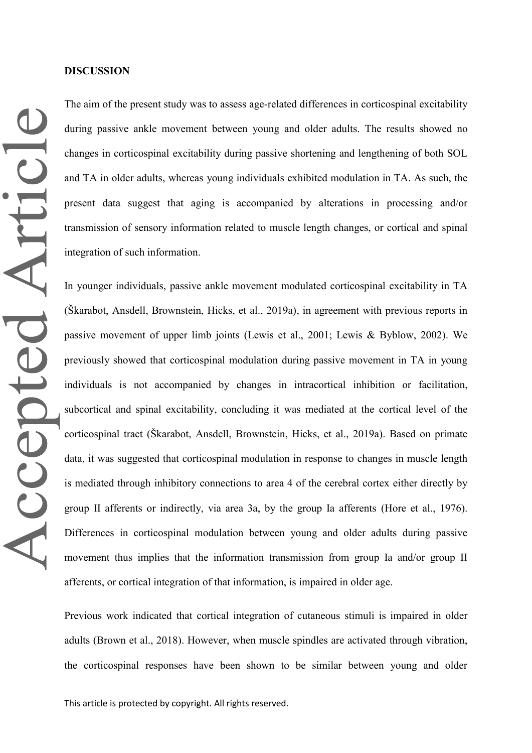**DISCUSSION**

The aim of the present study was to assess age-related differences in corticospinal excitability during passive ankle movement between young and older adults. The results showed no changes in corticospinal excitability during passive shortening and lengthening of both SOL and TA in older adults, whereas young individuals exhibited modulation in TA. As such, the present data suggest that aging is accompanied by alterations in processing and/or transmission of sensory information related to muscle length changes, or cortical and spinal integration of such information.

In younger individuals, passive ankle movement modulated corticospinal excitability in TA (Škarabot, Ansdell, Brownstein, Hicks, et al., 2019a), in agreement with previous reports in passive movement of upper limb joints (Lewis et al., 2001; Lewis & Byblow, 2002). We previously showed that corticospinal modulation during passive movement in TA in young individuals is not accompanied by changes in intracortical inhibition or facilitation, subcortical and spinal excitability, concluding it was mediated at the cortical level of the corticospinal tract (Škarabot, Ansdell, Brownstein, Hicks, et al., 2019a). Based on primate data, it was suggested that corticospinal modulation in response to changes in muscle length is mediated through inhibitory connections to area 4 of the cerebral cortex either directly by group II afferents or indirectly, via area 3a, by the group Ia afferents (Hore et al., 1976). Differences in corticospinal modulation between young and older adults during passive movement thus implies that the information transmission from group Ia and/or group II afferents, or cortical integration of that information, is impaired in older age.

Previous work indicated that cortical integration of cutaneous stimuli is impaired in older adults (Brown et al., 2018). However, when muscle spindles are activated through vibration, the corticospinal responses have been shown to be similar between young and older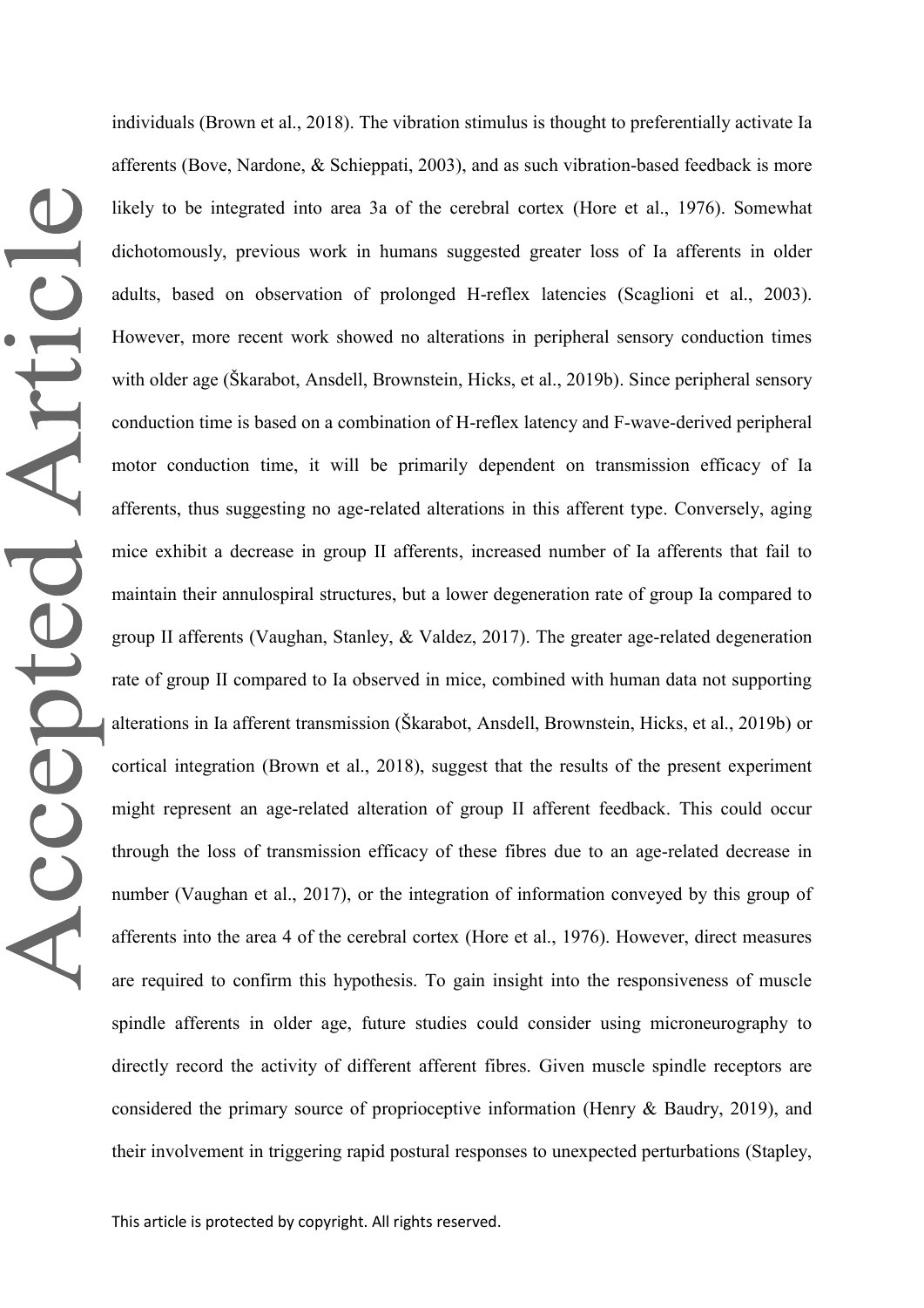individuals (Brown et al., 2018). The vibration stimulus is thought to preferentially activate Ia afferents (Bove, Nardone, & Schieppati, 2003), and as such vibration-based feedback is more likely to be integrated into area 3a of the cerebral cortex (Hore et al., 1976). Somewhat dichotomously, previous work in humans suggested greater loss of Ia afferents in older adults, based on observation of prolonged H-reflex latencies (Scaglioni et al., 2003). However, more recent work showed no alterations in peripheral sensory conduction times with older age (Škarabot, Ansdell, Brownstein, Hicks, et al., 2019b). Since peripheral sensory conduction time is based on a combination of H-reflex latency and F-wave-derived peripheral motor conduction time, it will be primarily dependent on transmission efficacy of Ia afferents, thus suggesting no age-related alterations in this afferent type. Conversely, aging mice exhibit a decrease in group II afferents, increased number of Ia afferents that fail to maintain their annulospiral structures, but a lower degeneration rate of group Ia compared to group II afferents (Vaughan, Stanley, & Valdez, 2017). The greater age-related degeneration rate of group II compared to Ia observed in mice, combined with human data not supporting alterations in Ia afferent transmission (Škarabot, Ansdell, Brownstein, Hicks, et al., 2019b) or cortical integration (Brown et al., 2018), suggest that the results of the present experiment might represent an age-related alteration of group II afferent feedback. This could occur through the loss of transmission efficacy of these fibres due to an age-related decrease in number (Vaughan et al., 2017), or the integration of information conveyed by this group of afferents into the area 4 of the cerebral cortex (Hore et al., 1976). However, direct measures are required to confirm this hypothesis. To gain insight into the responsiveness of muscle spindle afferents in older age, future studies could consider using microneurography to directly record the activity of different afferent fibres. Given muscle spindle receptors are considered the primary source of proprioceptive information (Henry & Baudry, 2019), and their involvement in triggering rapid postural responses to unexpected perturbations (Stapley,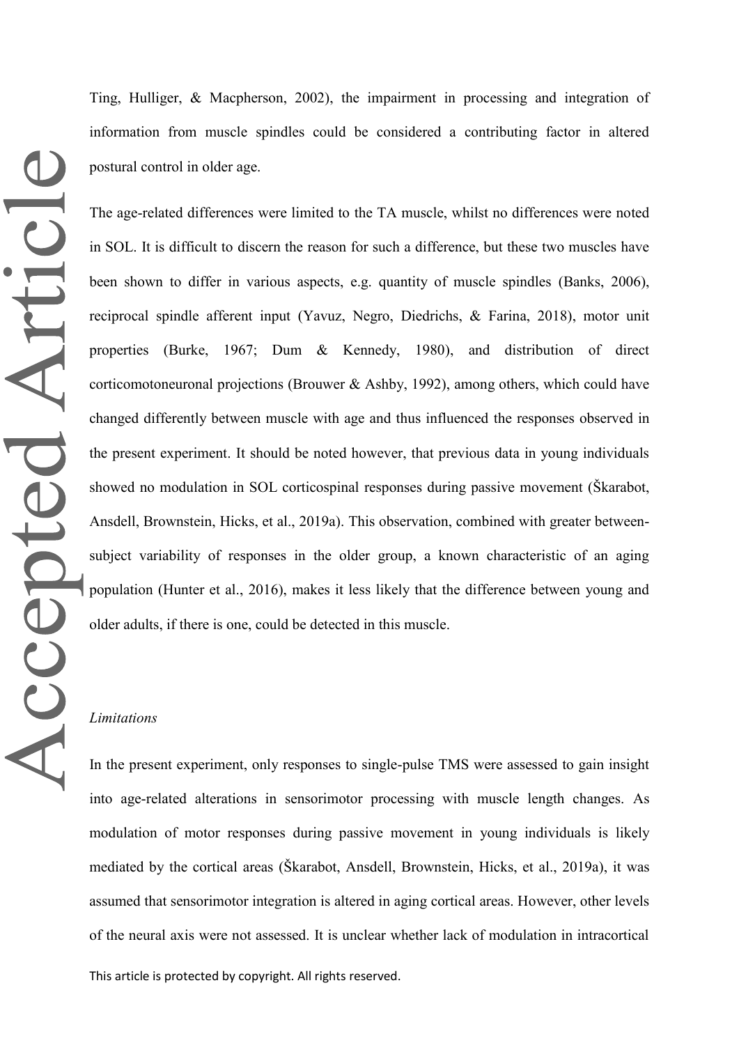Ting, Hulliger, & Macpherson, 2002), the impairment in processing and integration of information from muscle spindles could be considered a contributing factor in altered postural control in older age.

The age-related differences were limited to the TA muscle, whilst no differences were noted in SOL. It is difficult to discern the reason for such a difference, but these two muscles have been shown to differ in various aspects, e.g. quantity of muscle spindles (Banks, 2006), reciprocal spindle afferent input (Yavuz, Negro, Diedrichs, & Farina, 2018), motor unit properties (Burke, 1967; Dum & Kennedy, 1980), and distribution of direct corticomotoneuronal projections (Brouwer & Ashby, 1992), among others, which could have changed differently between muscle with age and thus influenced the responses observed in the present experiment. It should be noted however, that previous data in young individuals showed no modulation in SOL corticospinal responses during passive movement (Škarabot, Ansdell, Brownstein, Hicks, et al., 2019a). This observation, combined with greater between-subject variability of responses in the older group, a known characteristic of an aging population (Hunter et al., 2016), makes it less likely that the difference between young and older adults, if there is one, could be detected in this muscle.

*Limitations*

In the present experiment, only responses to single-pulse TMS were assessed to gain insight into age-related alterations in sensorimotor processing with muscle length changes. As modulation of motor responses during passive movement in young individuals is likely mediated by the cortical areas (Škarabot, Ansdell, Brownstein, Hicks, et al., 2019a), it was assumed that sensorimotor integration is altered in aging cortical areas. However, other levels of the neural axis were not assessed. It is unclear whether lack of modulation in intracortical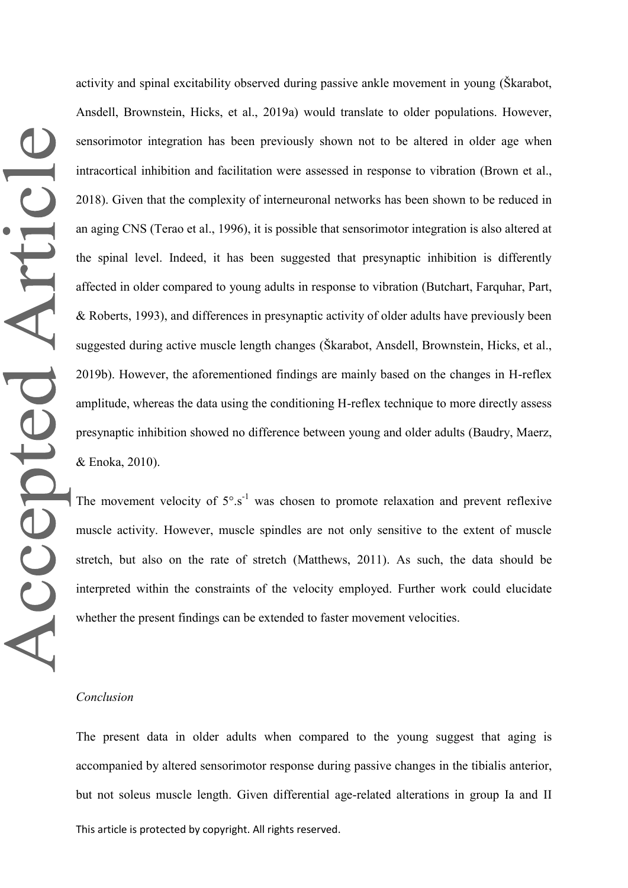activity and spinal excitability observed during passive ankle movement in young (Škarabot, Ansdell, Brownstein, Hicks, et al., 2019a) would translate to older populations. However, sensorimotor integration has been previously shown not to be altered in older age when intracortical inhibition and facilitation were assessed in response to vibration (Brown et al., 2018). Given that the complexity of interneuronal networks has been shown to be reduced in an aging CNS (Terao et al., 1996), it is possible that sensorimotor integration is also altered at the spinal level. Indeed, it has been suggested that presynaptic inhibition is differently affected in older compared to young adults in response to vibration (Butchart, Farquhar, Part, & Roberts, 1993), and differences in presynaptic activity of older adults have previously been suggested during active muscle length changes (Škarabot, Ansdell, Brownstein, Hicks, et al., 2019b). However, the aforementioned findings are mainly based on the changes in H-reflex amplitude, whereas the data using the conditioning H-reflex technique to more directly assess presynaptic inhibition showed no difference between young and older adults (Baudry, Maerz, & Enoka, 2010).

The movement velocity of $5°.s^{-1}$ was chosen to promote relaxation and prevent reflexive muscle activity. However, muscle spindles are not only sensitive to the extent of muscle stretch, but also on the rate of stretch (Matthews, 2011). As such, the data should be interpreted within the constraints of the velocity employed. Further work could elucidate whether the present findings can be extended to faster movement velocities.

*Conclusion*

The present data in older adults when compared to the young suggest that aging is accompanied by altered sensorimotor response during passive changes in the tibialis anterior, but not soleus muscle length. Given differential age-related alterations in group Ia and II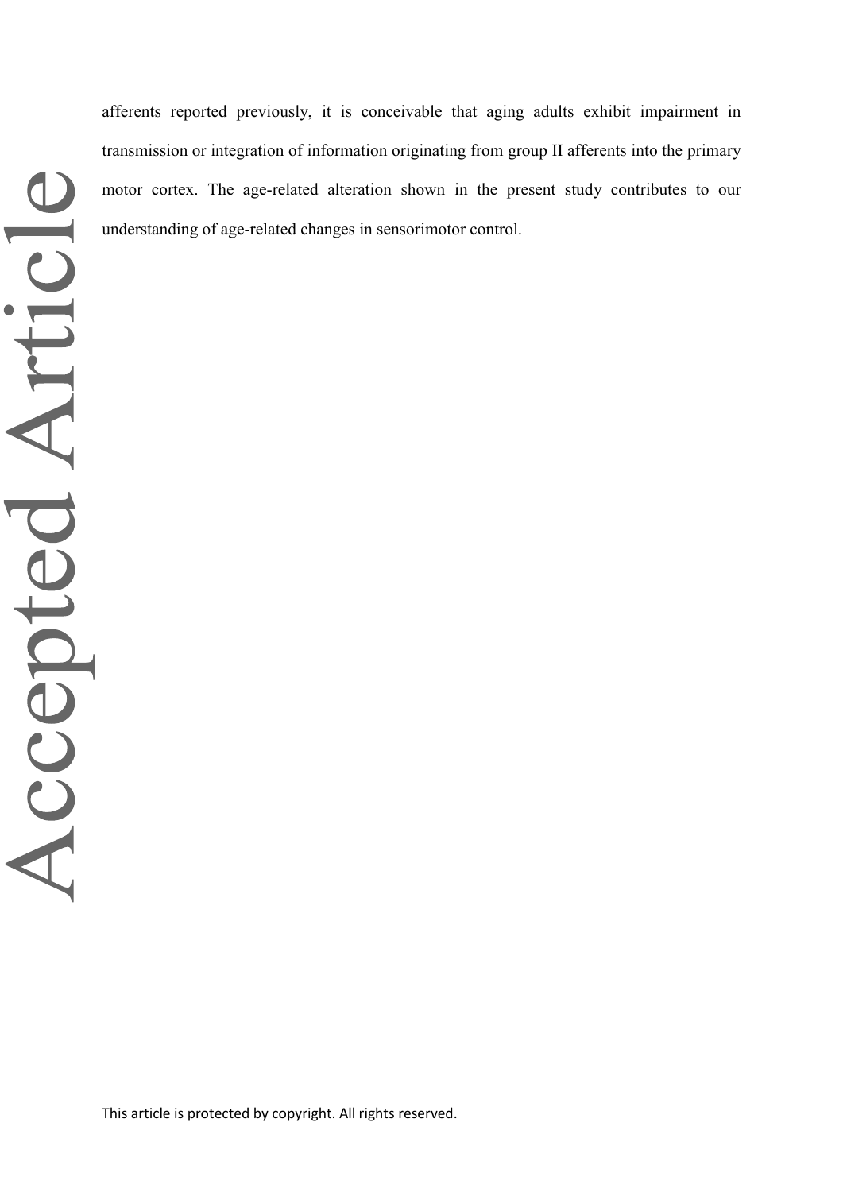afferents reported previously, it is conceivable that aging adults exhibit impairment in transmission or integration of information originating from group II afferents into the primary motor cortex. The age-related alteration shown in the present study contributes to our understanding of age-related changes in sensorimotor control.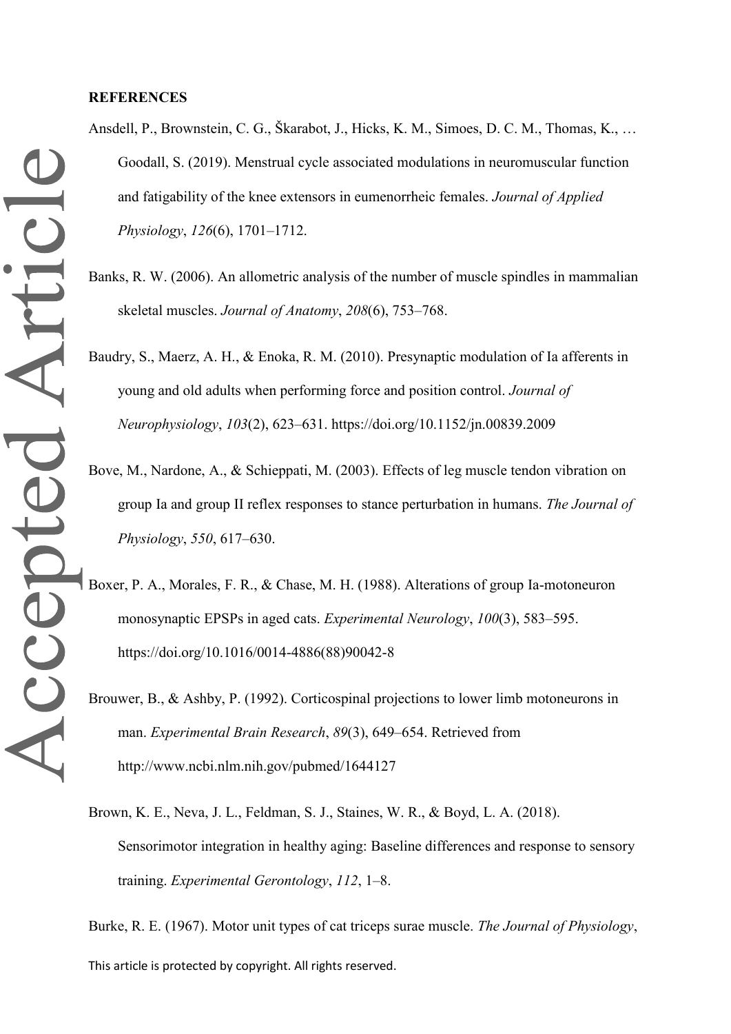**REFERENCES**

Ansdell, P., Brownstein, C. G., Škarabot, J., Hicks, K. M., Simoes, D. C. M., Thomas, K., … Goodall, S. (2019). Menstrual cycle associated modulations in neuromuscular function and fatigability of the knee extensors in eumenorrheic females. *Journal of Applied Physiology*, *126*(6), 1701–1712.

Banks, R. W. (2006). An allometric analysis of the number of muscle spindles in mammalian skeletal muscles. *Journal of Anatomy*, *208*(6), 753–768.

Baudry, S., Maerz, A. H., & Enoka, R. M. (2010). Presynaptic modulation of Ia afferents in young and old adults when performing force and position control. *Journal of Neurophysiology*, *103*(2), 623–631. https://doi.org/10.1152/jn.00839.2009

Bove, M., Nardone, A., & Schieppati, M. (2003). Effects of leg muscle tendon vibration on group Ia and group II reflex responses to stance perturbation in humans. *The Journal of Physiology*, *550*, 617–630.

Boxer, P. A., Morales, F. R., & Chase, M. H. (1988). Alterations of group Ia-motoneuron monosynaptic EPSPs in aged cats. *Experimental Neurology*, *100*(3), 583–595. https://doi.org/10.1016/0014-4886(88)90042-8

Brouwer, B., & Ashby, P. (1992). Corticospinal projections to lower limb motoneurons in man. *Experimental Brain Research*, *89*(3), 649–654. Retrieved from http://www.ncbi.nlm.nih.gov/pubmed/1644127

Brown, K. E., Neva, J. L., Feldman, S. J., Staines, W. R., & Boyd, L. A. (2018). Sensorimotor integration in healthy aging: Baseline differences and response to sensory training. *Experimental Gerontology*, *112*, 1–8.

Burke, R. E. (1967). Motor unit types of cat triceps surae muscle. *The Journal of Physiology*,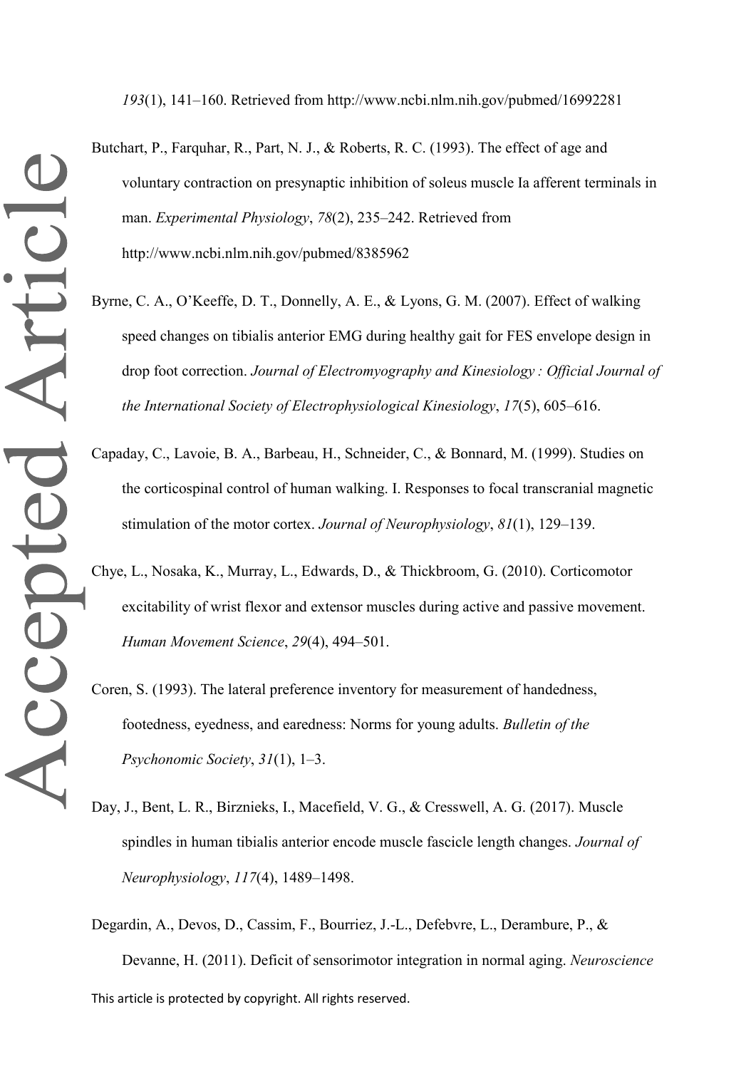*193*(1), 141–160. Retrieved from http://www.ncbi.nlm.nih.gov/pubmed/16992281

Butchart, P., Farquhar, R., Part, N. J., & Roberts, R. C. (1993). The effect of age and voluntary contraction on presynaptic inhibition of soleus muscle Ia afferent terminals in man. *Experimental Physiology*, *78*(2), 235–242. Retrieved from http://www.ncbi.nlm.nih.gov/pubmed/8385962

Byrne, C. A., O'Keeffe, D. T., Donnelly, A. E., & Lyons, G. M. (2007). Effect of walking speed changes on tibialis anterior EMG during healthy gait for FES envelope design in drop foot correction. *Journal of Electromyography and Kinesiology : Official Journal of the International Society of Electrophysiological Kinesiology*, *17*(5), 605–616.

Capaday, C., Lavoie, B. A., Barbeau, H., Schneider, C., & Bonnard, M. (1999). Studies on the corticospinal control of human walking. I. Responses to focal transcranial magnetic stimulation of the motor cortex. *Journal of Neurophysiology*, *81*(1), 129–139.

Chye, L., Nosaka, K., Murray, L., Edwards, D., & Thickbroom, G. (2010). Corticomotor excitability of wrist flexor and extensor muscles during active and passive movement. *Human Movement Science*, *29*(4), 494–501.

Coren, S. (1993). The lateral preference inventory for measurement of handedness, footedness, eyedness, and earedness: Norms for young adults. *Bulletin of the Psychonomic Society*, *31*(1), 1–3.

Day, J., Bent, L. R., Birznieks, I., Macefield, V. G., & Cresswell, A. G. (2017). Muscle spindles in human tibialis anterior encode muscle fascicle length changes. *Journal of Neurophysiology*, *117*(4), 1489–1498.

Degardin, A., Devos, D., Cassim, F., Bourriez, J.-L., Defebvre, L., Derambure, P., & Devanne, H. (2011). Deficit of sensorimotor integration in normal aging. *Neuroscience*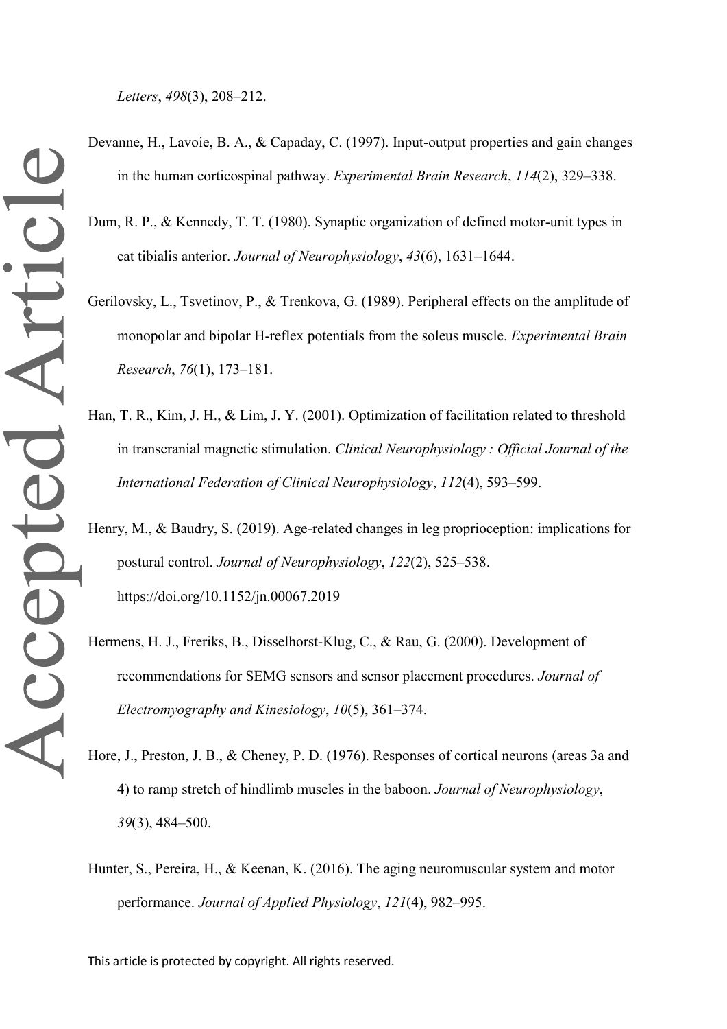*Letters*, *498*(3), 208–212.

Devanne, H., Lavoie, B. A., & Capaday, C. (1997). Input-output properties and gain changes in the human corticospinal pathway. *Experimental Brain Research*, *114*(2), 329–338.

Dum, R. P., & Kennedy, T. T. (1980). Synaptic organization of defined motor-unit types in cat tibialis anterior. *Journal of Neurophysiology*, *43*(6), 1631–1644.

Gerilovsky, L., Tsvetinov, P., & Trenkova, G. (1989). Peripheral effects on the amplitude of monopolar and bipolar H-reflex potentials from the soleus muscle. *Experimental Brain Research*, *76*(1), 173–181.

Han, T. R., Kim, J. H., & Lim, J. Y. (2001). Optimization of facilitation related to threshold in transcranial magnetic stimulation. *Clinical Neurophysiology : Official Journal of the International Federation of Clinical Neurophysiology*, *112*(4), 593–599.

Henry, M., & Baudry, S. (2019). Age-related changes in leg proprioception: implications for postural control. *Journal of Neurophysiology*, *122*(2), 525–538. https://doi.org/10.1152/jn.00067.2019

Hermens, H. J., Freriks, B., Disselhorst-Klug, C., & Rau, G. (2000). Development of recommendations for SEMG sensors and sensor placement procedures. *Journal of Electromyography and Kinesiology*, *10*(5), 361–374.

Hore, J., Preston, J. B., & Cheney, P. D. (1976). Responses of cortical neurons (areas 3a and 4) to ramp stretch of hindlimb muscles in the baboon. *Journal of Neurophysiology*, *39*(3), 484–500.

Hunter, S., Pereira, H., & Keenan, K. (2016). The aging neuromuscular system and motor performance. *Journal of Applied Physiology*, *121*(4), 982–995.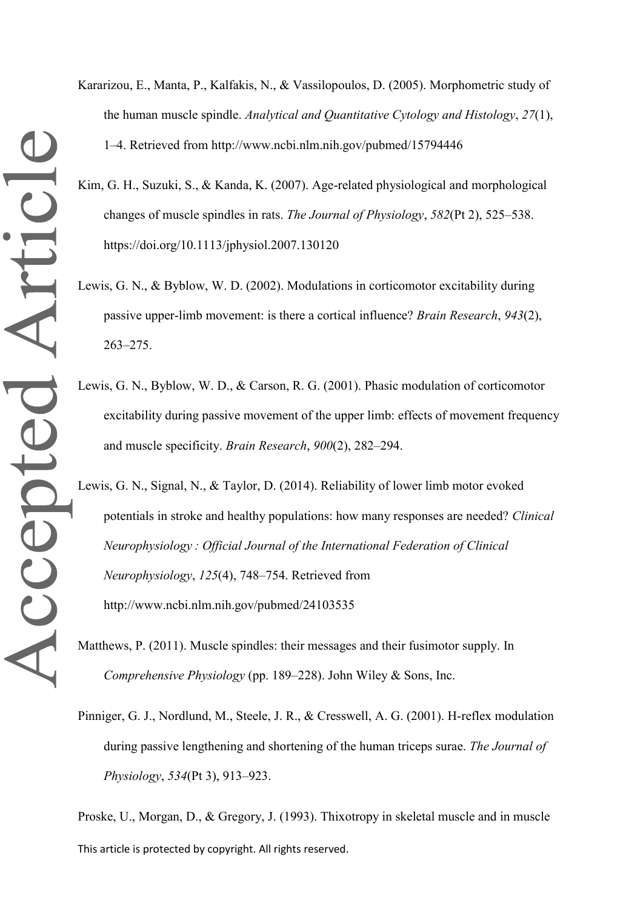Kararizou, E., Manta, P., Kalfakis, N., & Vassilopoulos, D. (2005). Morphometric study of the human muscle spindle. *Analytical and Quantitative Cytology and Histology*, *27*(1), 1–4. Retrieved from http://www.ncbi.nlm.nih.gov/pubmed/15794446

Kim, G. H., Suzuki, S., & Kanda, K. (2007). Age-related physiological and morphological changes of muscle spindles in rats. *The Journal of Physiology*, *582*(Pt 2), 525–538. https://doi.org/10.1113/jphysiol.2007.130120

Lewis, G. N., & Byblow, W. D. (2002). Modulations in corticomotor excitability during passive upper-limb movement: is there a cortical influence? *Brain Research*, *943*(2), 263–275.

Lewis, G. N., Byblow, W. D., & Carson, R. G. (2001). Phasic modulation of corticomotor excitability during passive movement of the upper limb: effects of movement frequency and muscle specificity. *Brain Research*, *900*(2), 282–294.

Lewis, G. N., Signal, N., & Taylor, D. (2014). Reliability of lower limb motor evoked potentials in stroke and healthy populations: how many responses are needed? *Clinical Neurophysiology : Official Journal of the International Federation of Clinical Neurophysiology*, *125*(4), 748–754. Retrieved from http://www.ncbi.nlm.nih.gov/pubmed/24103535

Matthews, P. (2011). Muscle spindles: their messages and their fusimotor supply. In *Comprehensive Physiology* (pp. 189–228). John Wiley & Sons, Inc.

Pinniger, G. J., Nordlund, M., Steele, J. R., & Cresswell, A. G. (2001). H-reflex modulation during passive lengthening and shortening of the human triceps surae. *The Journal of Physiology*, *534*(Pt 3), 913–923.

Proske, U., Morgan, D., & Gregory, J. (1993). Thixotropy in skeletal muscle and in muscle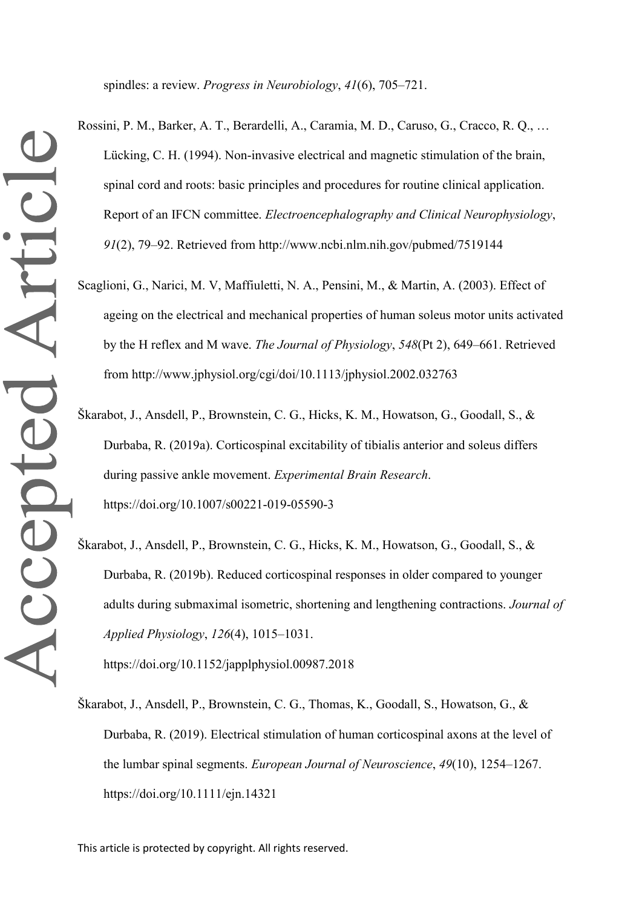spindles: a review. *Progress in Neurobiology*, *41*(6), 705–721.

Rossini, P. M., Barker, A. T., Berardelli, A., Caramia, M. D., Caruso, G., Cracco, R. Q., … Lücking, C. H. (1994). Non-invasive electrical and magnetic stimulation of the brain, spinal cord and roots: basic principles and procedures for routine clinical application. Report of an IFCN committee. *Electroencephalography and Clinical Neurophysiology*, *91*(2), 79–92. Retrieved from http://www.ncbi.nlm.nih.gov/pubmed/7519144

Scaglioni, G., Narici, M. V, Maffiuletti, N. A., Pensini, M., & Martin, A. (2003). Effect of ageing on the electrical and mechanical properties of human soleus motor units activated by the H reflex and M wave. *The Journal of Physiology*, *548*(Pt 2), 649–661. Retrieved from http://www.jphysiol.org/cgi/doi/10.1113/jphysiol.2002.032763

Škarabot, J., Ansdell, P., Brownstein, C. G., Hicks, K. M., Howatson, G., Goodall, S., & Durbaba, R. (2019a). Corticospinal excitability of tibialis anterior and soleus differs during passive ankle movement. *Experimental Brain Research*. https://doi.org/10.1007/s00221-019-05590-3

Škarabot, J., Ansdell, P., Brownstein, C. G., Hicks, K. M., Howatson, G., Goodall, S., & Durbaba, R. (2019b). Reduced corticospinal responses in older compared to younger adults during submaximal isometric, shortening and lengthening contractions. *Journal of Applied Physiology*, *126*(4), 1015–1031. https://doi.org/10.1152/japplphysiol.00987.2018

Škarabot, J., Ansdell, P., Brownstein, C. G., Thomas, K., Goodall, S., Howatson, G., & Durbaba, R. (2019). Electrical stimulation of human corticospinal axons at the level of the lumbar spinal segments. *European Journal of Neuroscience*, *49*(10), 1254–1267. https://doi.org/10.1111/ejn.14321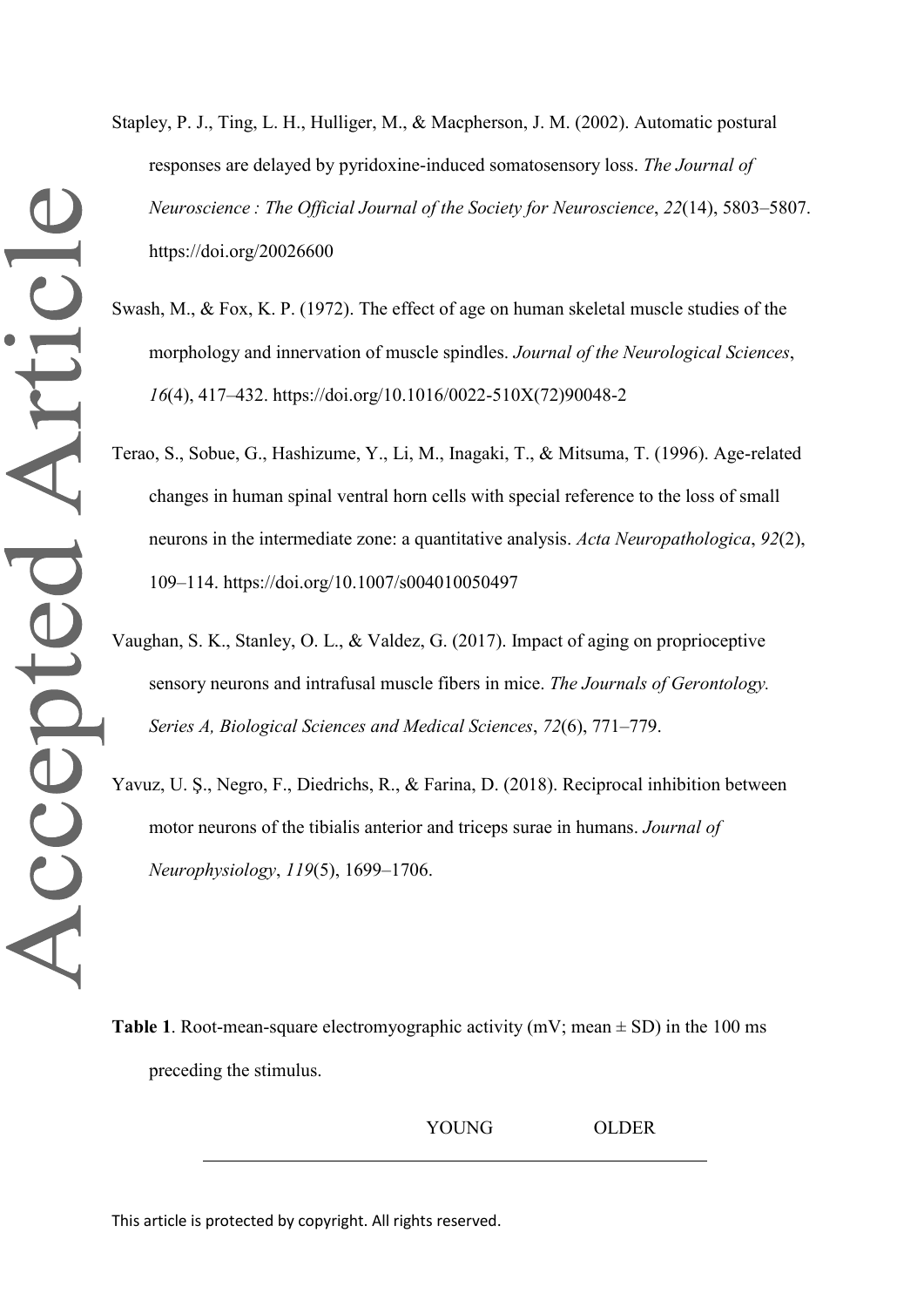Stapley, P. J., Ting, L. H., Hulliger, M., & Macpherson, J. M. (2002). Automatic postural responses are delayed by pyridoxine-induced somatosensory loss. *The Journal of Neuroscience : The Official Journal of the Society for Neuroscience*, *22*(14), 5803–5807. https://doi.org/20026600

Swash, M., & Fox, K. P. (1972). The effect of age on human skeletal muscle studies of the morphology and innervation of muscle spindles. *Journal of the Neurological Sciences*, *16*(4), 417–432. https://doi.org/10.1016/0022-510X(72)90048-2

Terao, S., Sobue, G., Hashizume, Y., Li, M., Inagaki, T., & Mitsuma, T. (1996). Age-related changes in human spinal ventral horn cells with special reference to the loss of small neurons in the intermediate zone: a quantitative analysis. *Acta Neuropathologica*, *92*(2), 109–114. https://doi.org/10.1007/s004010050497

Vaughan, S. K., Stanley, O. L., & Valdez, G. (2017). Impact of aging on proprioceptive sensory neurons and intrafusal muscle fibers in mice. *The Journals of Gerontology. Series A, Biological Sciences and Medical Sciences*, *72*(6), 771–779.

Yavuz, U. Ş., Negro, F., Diedrichs, R., & Farina, D. (2018). Reciprocal inhibition between motor neurons of the tibialis anterior and triceps surae in humans. *Journal of Neurophysiology*, *119*(5), 1699–1706.

**Table 1**. Root-mean-square electromyographic activity (mV; mean ± SD) in the 100 ms preceding the stimulus.

| | YOUNG | OLDER |
|---|---|---|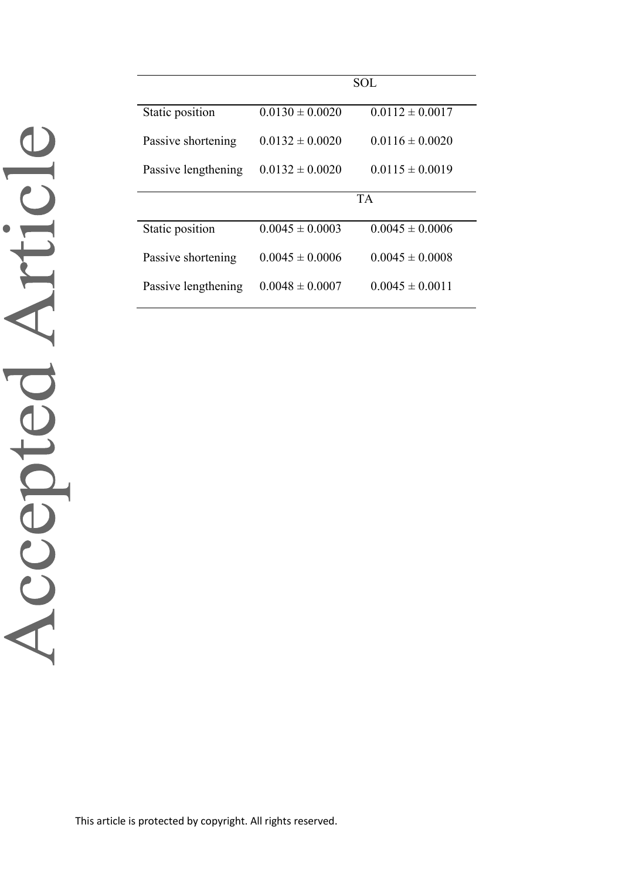| | SOL | |
|---|---|---|
| Static position | 0.0130 ± 0.0020 | 0.0112 ± 0.0017 |
| Passive shortening | 0.0132 ± 0.0020 | 0.0116 ± 0.0020 |
| Passive lengthening | 0.0132 ± 0.0020 | 0.0115 ± 0.0019 |
| | TA | |
| Static position | 0.0045 ± 0.0003 | 0.0045 ± 0.0006 |
| Passive shortening | 0.0045 ± 0.0006 | 0.0045 ± 0.0008 |
| Passive lengthening | 0.0048 ± 0.0007 | 0.0045 ± 0.0011 |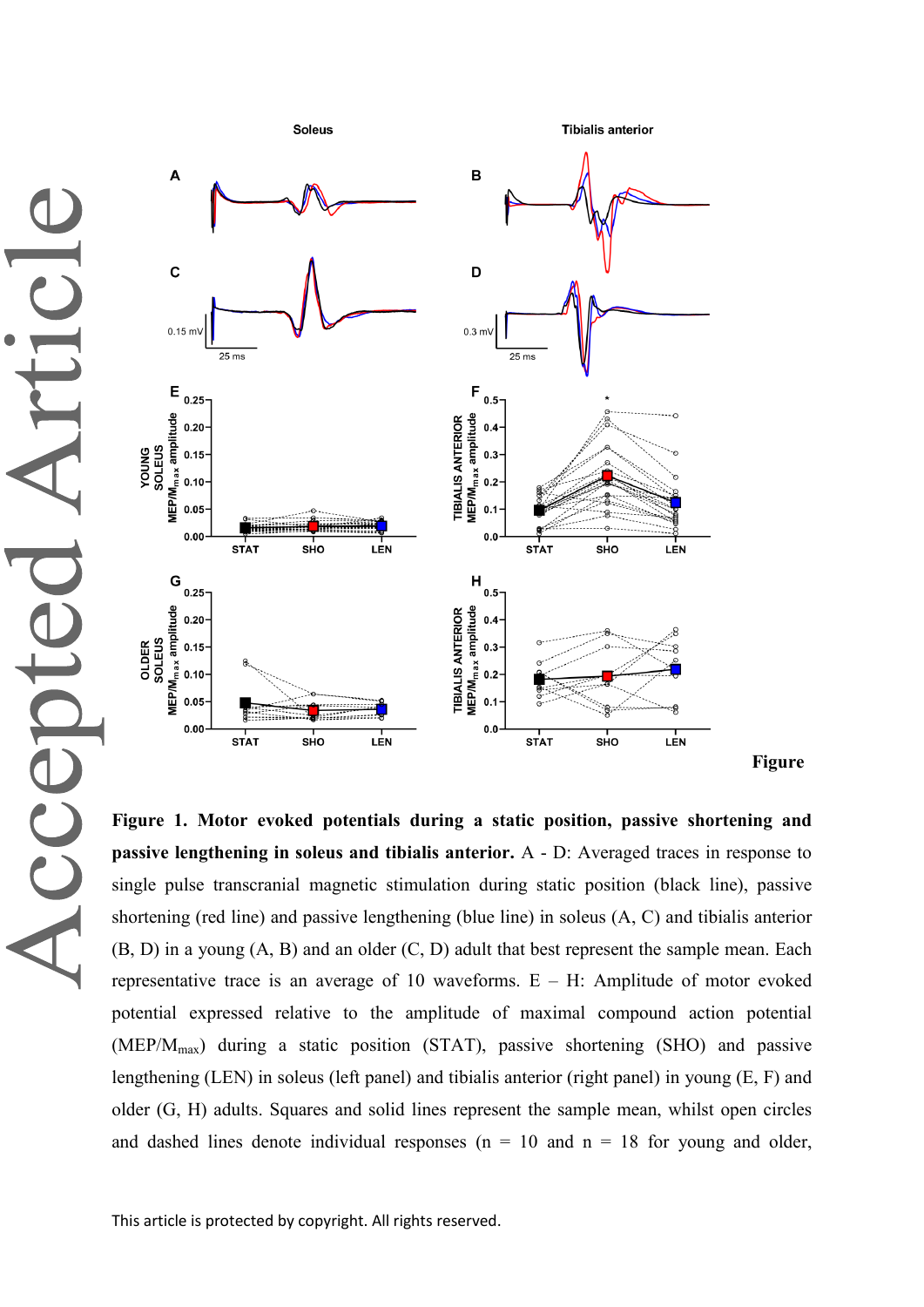Figure

**Figure 1. Motor evoked potentials during a static position, passive shortening and passive lengthening in soleus and tibialis anterior.** A - D: Averaged traces in response to single pulse transcranial magnetic stimulation during static position (black line), passive shortening (red line) and passive lengthening (blue line) in soleus (A, C) and tibialis anterior (B, D) in a young (A, B) and an older (C, D) adult that best represent the sample mean. Each representative trace is an average of 10 waveforms. E – H: Amplitude of motor evoked potential expressed relative to the amplitude of maximal compound action potential (MEP/$M_{max}$) during a static position (STAT), passive shortening (SHO) and passive lengthening (LEN) in soleus (left panel) and tibialis anterior (right panel) in young (E, F) and older (G, H) adults. Squares and solid lines represent the sample mean, whilst open circles and dashed lines denote individual responses (n = 10 and n = 18 for young and older,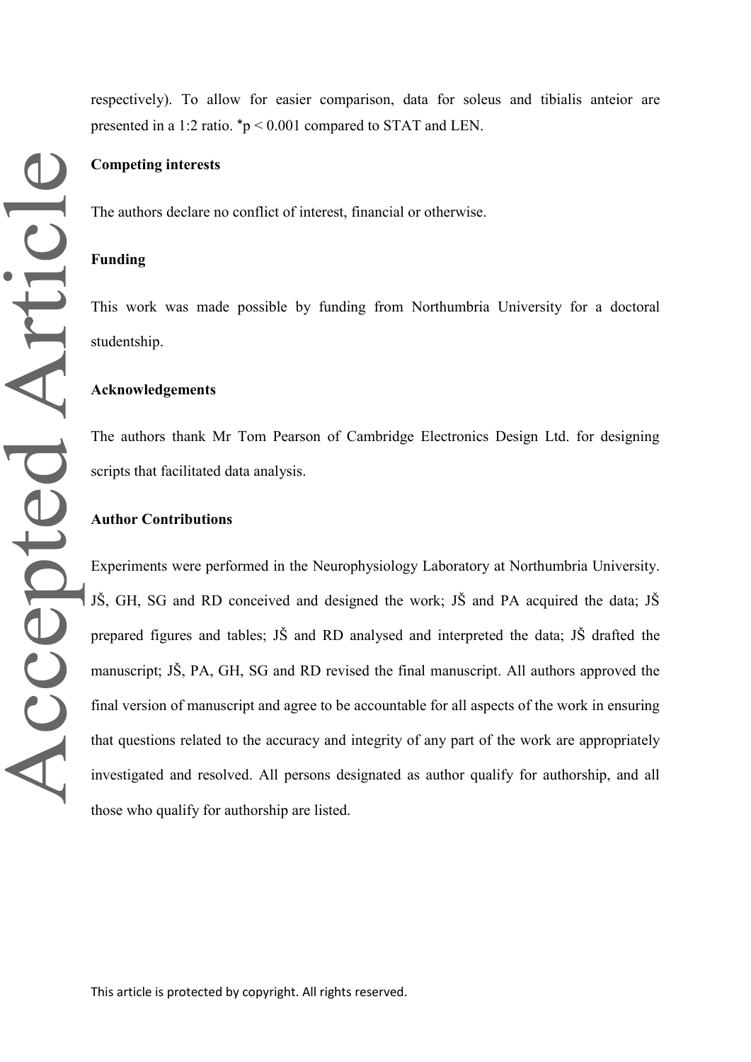respectively). To allow for easier comparison, data for soleus and tibialis anteior are presented in a 1:2 ratio. *$p < 0.001$ compared to STAT and LEN.

**Competing interests**

The authors declare no conflict of interest, financial or otherwise.

**Funding**

This work was made possible by funding from Northumbria University for a doctoral studentship.

**Acknowledgements**

The authors thank Mr Tom Pearson of Cambridge Electronics Design Ltd. for designing scripts that facilitated data analysis.

**Author Contributions**

Experiments were performed in the Neurophysiology Laboratory at Northumbria University. JŠ, GH, SG and RD conceived and designed the work; JŠ and PA acquired the data; JŠ prepared figures and tables; JŠ and RD analysed and interpreted the data; JŠ drafted the manuscript; JŠ, PA, GH, SG and RD revised the final manuscript. All authors approved the final version of manuscript and agree to be accountable for all aspects of the work in ensuring that questions related to the accuracy and integrity of any part of the work are appropriately investigated and resolved. All persons designated as author qualify for authorship, and all those who qualify for authorship are listed.